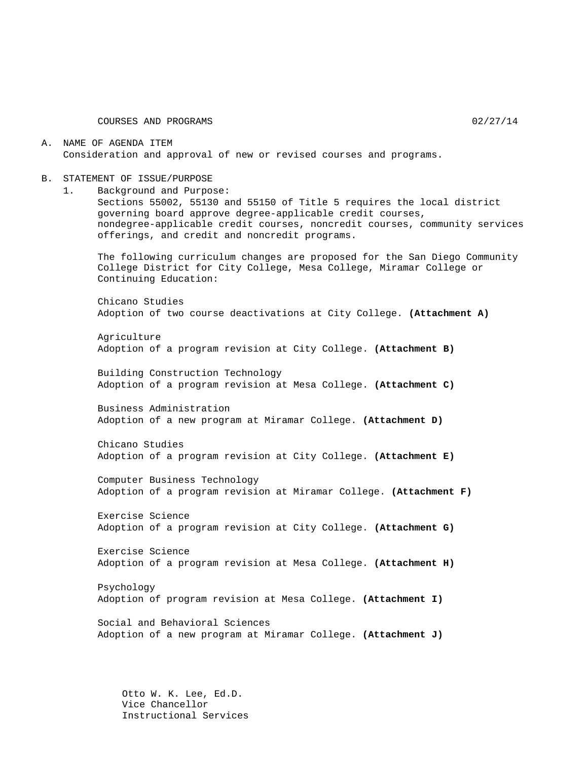COURSES AND PROGRAMS 02/27/14

A. NAME OF AGENDA ITEM
   Consideration and approval of new or revised courses and programs.

B. STATEMENT OF ISSUE/PURPOSE
   1. Background and Purpose:
      Sections 55002, 55130 and 55150 of Title 5 requires the local district governing board approve degree-applicable credit courses, nondegree-applicable credit courses, noncredit courses, community services offerings, and credit and noncredit programs.

      The following curriculum changes are proposed for the San Diego Community College District for City College, Mesa College, Miramar College or Continuing Education:

      Chicano Studies
      Adoption of two course deactivations at City College. **(Attachment A)**

      Agriculture
      Adoption of a program revision at City College. **(Attachment B)**

      Building Construction Technology
      Adoption of a program revision at Mesa College. **(Attachment C)**

      Business Administration
      Adoption of a new program at Miramar College. **(Attachment D)**

      Chicano Studies
      Adoption of a program revision at City College. **(Attachment E)**

      Computer Business Technology
      Adoption of a program revision at Miramar College. **(Attachment F)**

      Exercise Science
      Adoption of a program revision at City College. **(Attachment G)**

      Exercise Science
      Adoption of a program revision at Mesa College. **(Attachment H)**

      Psychology
      Adoption of program revision at Mesa College. **(Attachment I)**

      Social and Behavioral Sciences
      Adoption of a new program at Miramar College. **(Attachment J)**

Otto W. K. Lee, Ed.D.
Vice Chancellor
Instructional Services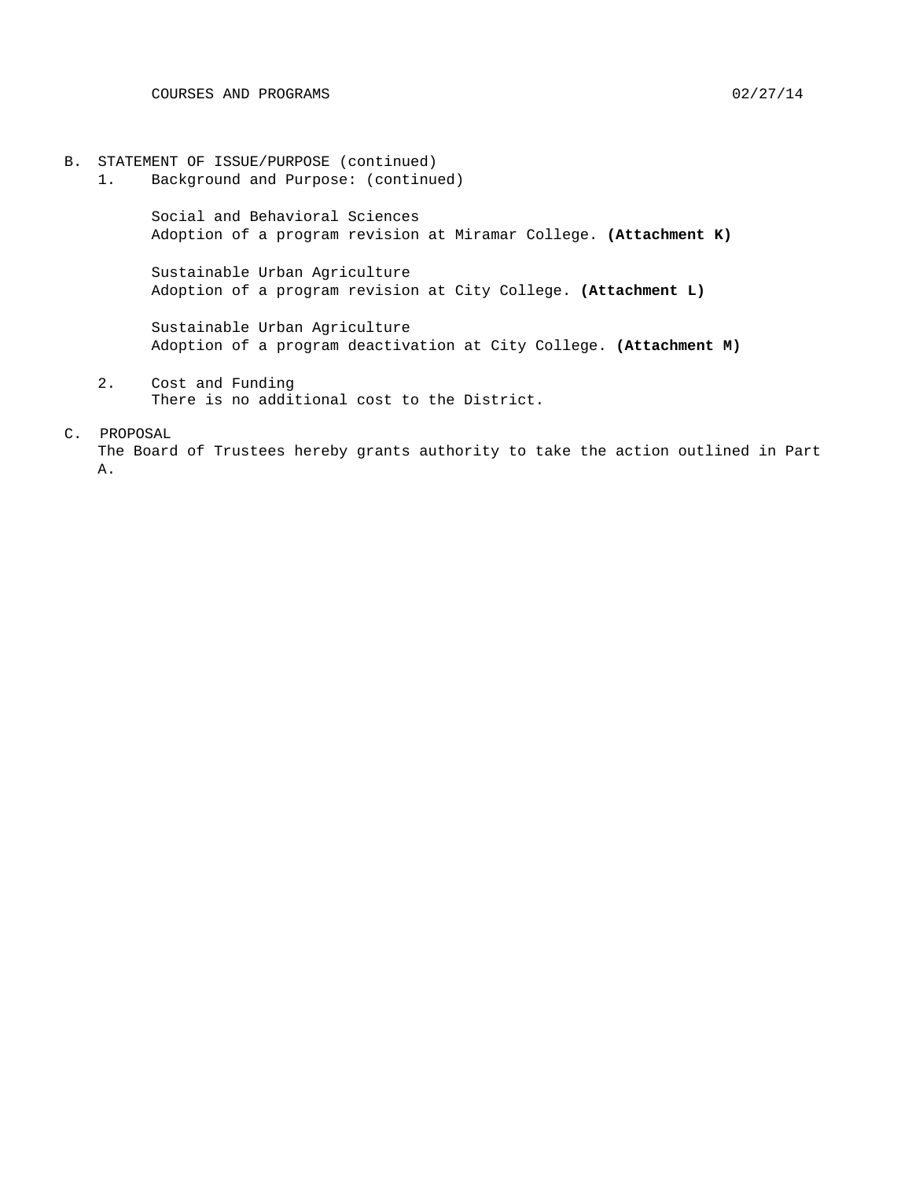B. STATEMENT OF ISSUE/PURPOSE (continued)

1. Background and Purpose: (continued)

   Social and Behavioral Sciences
   Adoption of a program revision at Miramar College. **(Attachment K)**

   Sustainable Urban Agriculture
   Adoption of a program revision at City College. **(Attachment L)**

   Sustainable Urban Agriculture
   Adoption of a program deactivation at City College. **(Attachment M)**

2. Cost and Funding
   There is no additional cost to the District.

C. PROPOSAL

The Board of Trustees hereby grants authority to take the action outlined in Part A.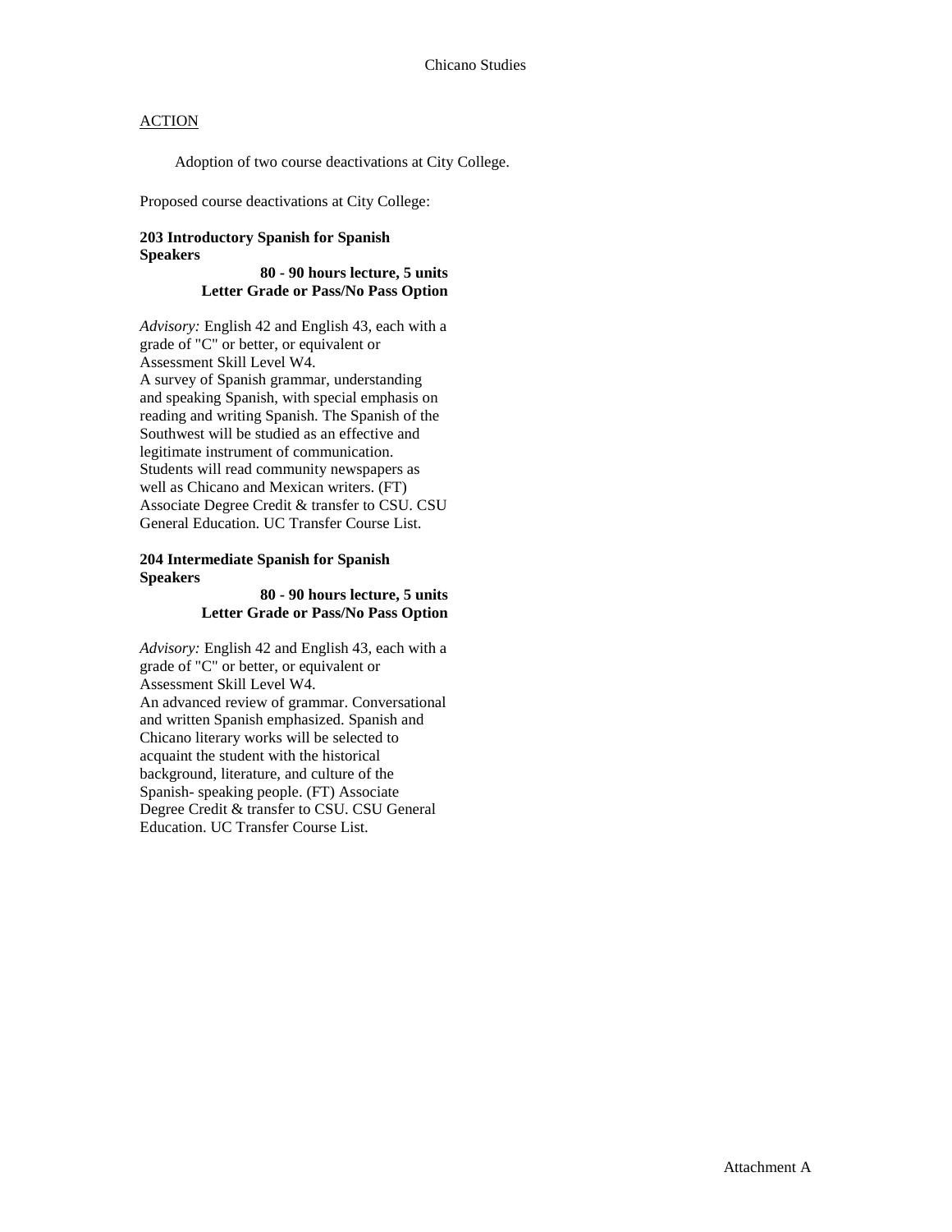Chicano Studies

ACTION

Adoption of two course deactivations at City College.

Proposed course deactivations at City College:

**203 Introductory Spanish for Spanish Speakers**

**80 - 90 hours lecture, 5 units**
**Letter Grade or Pass/No Pass Option**

*Advisory:* English 42 and English 43, each with a grade of "C" or better, or equivalent or Assessment Skill Level W4.
A survey of Spanish grammar, understanding and speaking Spanish, with special emphasis on reading and writing Spanish. The Spanish of the Southwest will be studied as an effective and legitimate instrument of communication. Students will read community newspapers as well as Chicano and Mexican writers. (FT) Associate Degree Credit & transfer to CSU. CSU General Education. UC Transfer Course List.

**204 Intermediate Spanish for Spanish Speakers**

**80 - 90 hours lecture, 5 units**
**Letter Grade or Pass/No Pass Option**

*Advisory:* English 42 and English 43, each with a grade of "C" or better, or equivalent or Assessment Skill Level W4.
An advanced review of grammar. Conversational and written Spanish emphasized. Spanish and Chicano literary works will be selected to acquaint the student with the historical background, literature, and culture of the Spanish- speaking people. (FT) Associate Degree Credit & transfer to CSU. CSU General Education. UC Transfer Course List.

Attachment A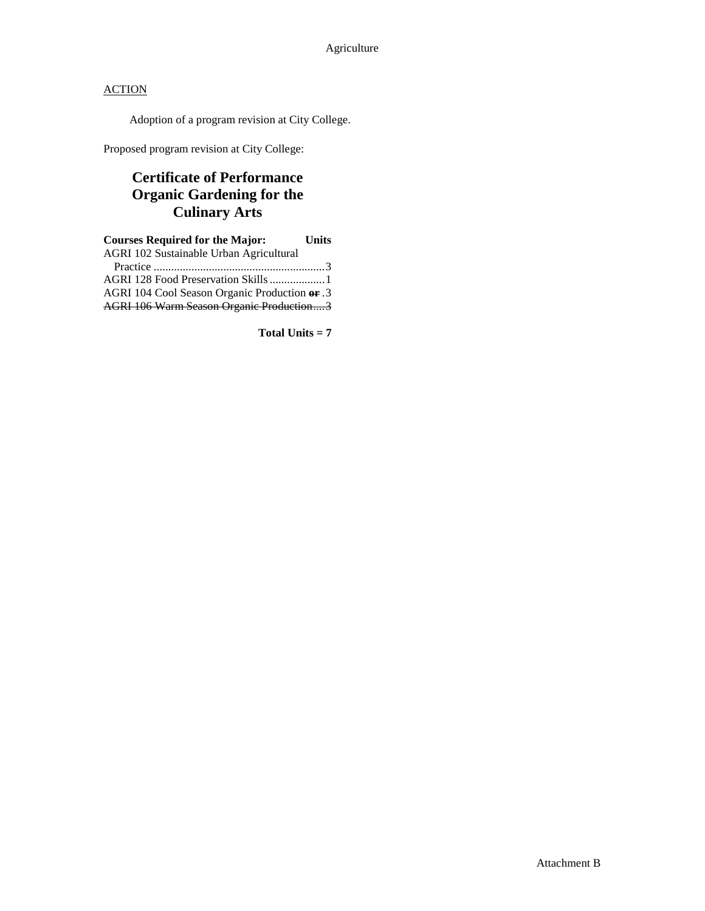ACTION

Adoption of a program revision at City College.

Proposed program revision at City College:

## Certificate of Performance Organic Gardening for the Culinary Arts

| Courses Required for the Major: | Units |
|---|---|
| AGRI 102 Sustainable Urban Agricultural Practice | 3 |
| AGRI 128 Food Preservation Skills | 1 |
| AGRI 104 Cool Season Organic Production ~~or~~ | 3 |
| ~~AGRI 106 Warm Season Organic Production~~ | ~~3~~ |

**Total Units = 7**

Attachment B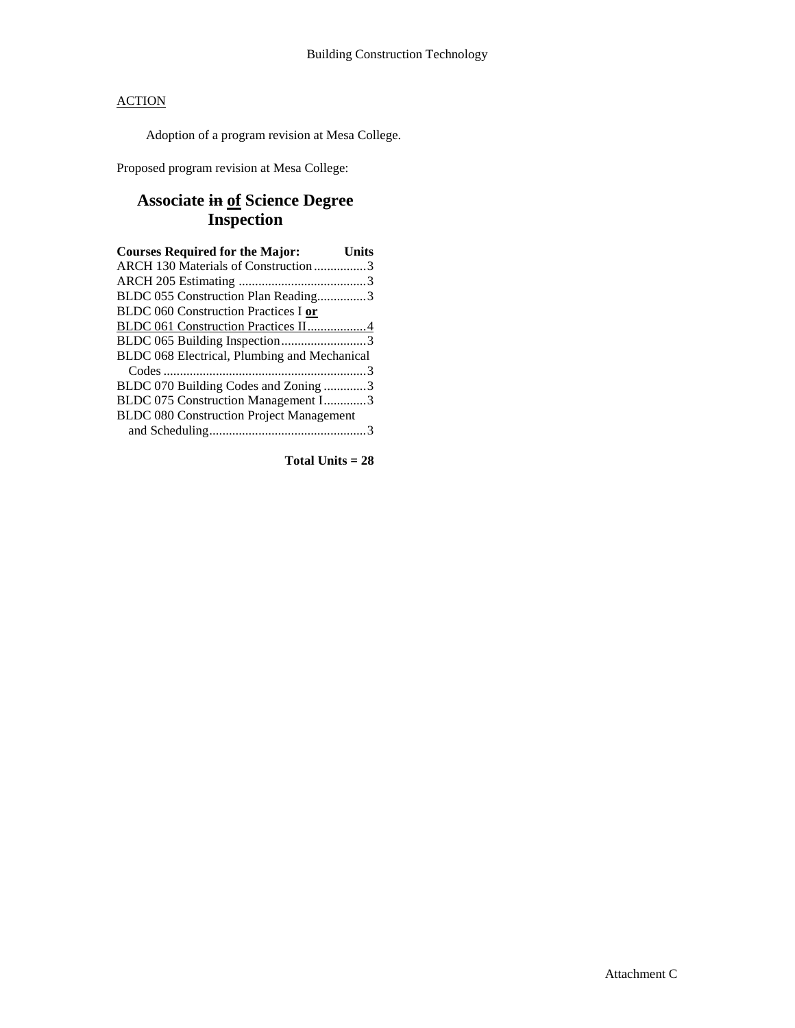## ACTION

Adoption of a program revision at Mesa College.

Proposed program revision at Mesa College:

## Associate ~~in~~ **of** Science Degree
## Inspection

| Courses Required for the Major: | Units |
|---|---|
| ARCH 130 Materials of Construction | 3 |
| ARCH 205 Estimating | 3 |
| BLDC 055 Construction Plan Reading | 3 |
| BLDC 060 Construction Practices I **or** BLDC 061 Construction Practices II | 4 |
| BLDC 065 Building Inspection | 3 |
| BLDC 068 Electrical, Plumbing and Mechanical Codes | 3 |
| BLDC 070 Building Codes and Zoning | 3 |
| BLDC 075 Construction Management I | 3 |
| BLDC 080 Construction Project Management and Scheduling | 3 |

**Total Units = 28**

Attachment C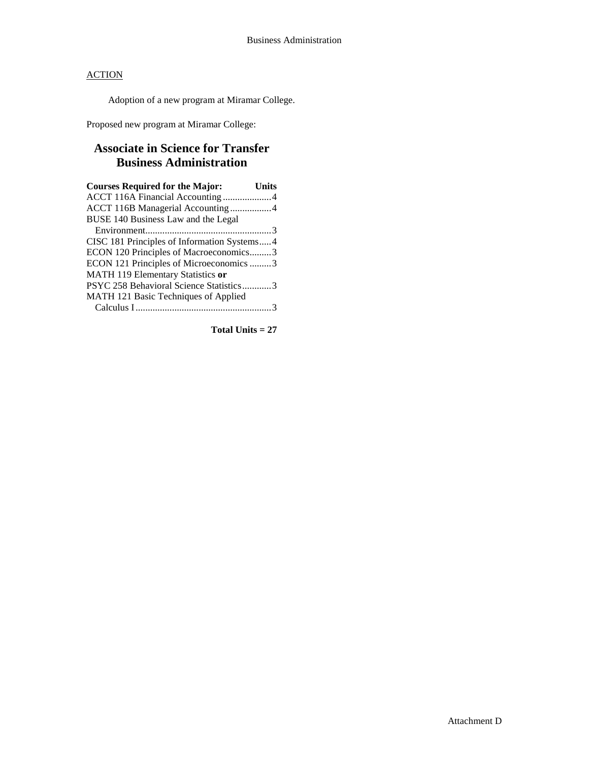ACTION

Adoption of a new program at Miramar College.

Proposed new program at Miramar College:

## Associate in Science for Transfer Business Administration

| Courses Required for the Major: | Units |
| --- | --- |
| ACCT 116A Financial Accounting | 4 |
| ACCT 116B Managerial Accounting | 4 |
| BUSE 140 Business Law and the Legal Environment | 3 |
| CISC 181 Principles of Information Systems | 4 |
| ECON 120 Principles of Macroeconomics | 3 |
| ECON 121 Principles of Microeconomics | 3 |
| MATH 119 Elementary Statistics **or** PSYC 258 Behavioral Science Statistics | 3 |
| MATH 121 Basic Techniques of Applied Calculus I | 3 |

**Total Units = 27**

Attachment D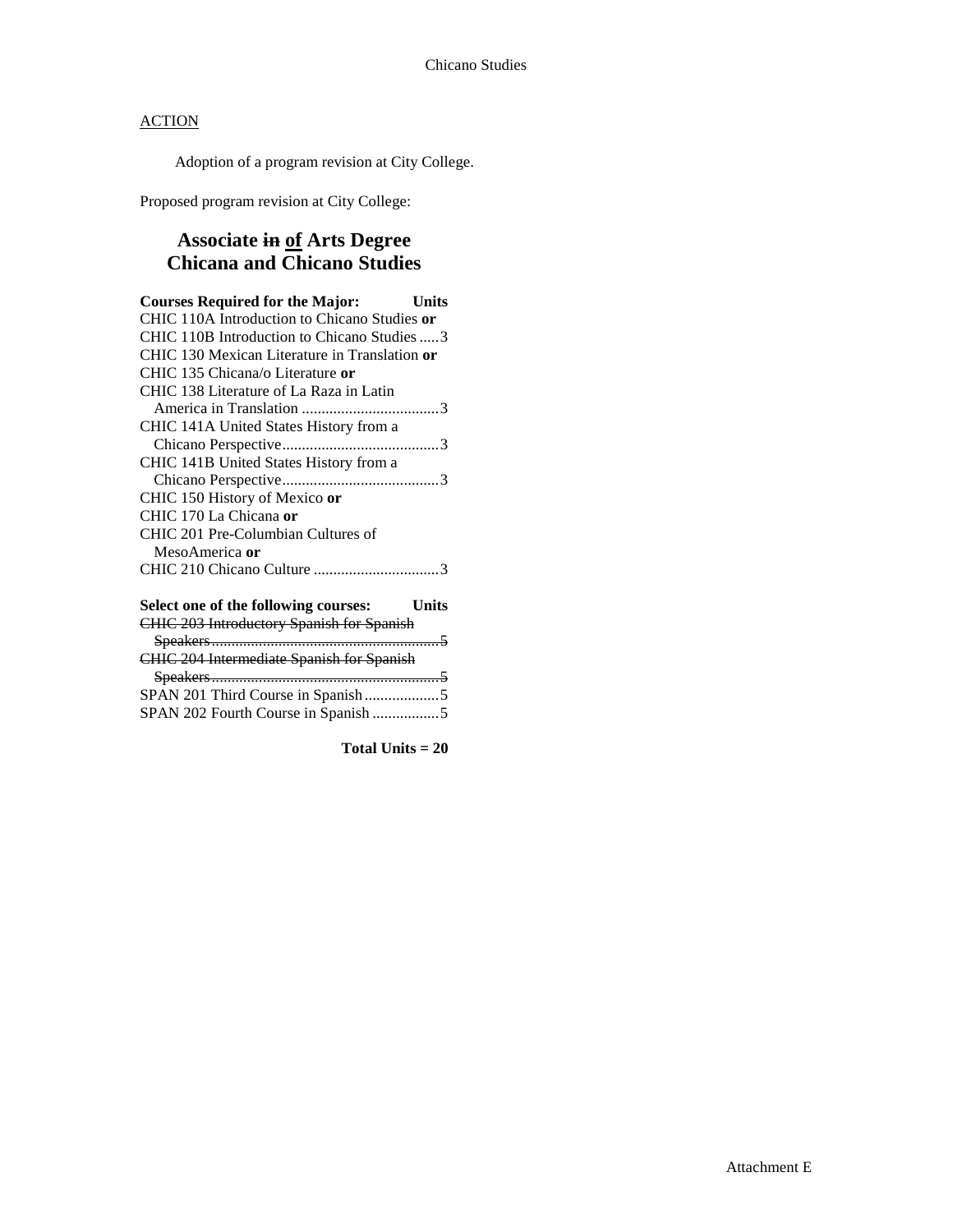Chicano Studies

ACTION

Adoption of a program revision at City College.

Proposed program revision at City College:

## Associate ~~in~~ <u>of</u> Arts Degree
## Chicana and Chicano Studies

| Courses Required for the Major: | Units |
|---|---|
| CHIC 110A Introduction to Chicano Studies **or** | |
| CHIC 110B Introduction to Chicano Studies | 3 |
| CHIC 130 Mexican Literature in Translation **or** | |
| CHIC 135 Chicana/o Literature **or** | |
| CHIC 138 Literature of La Raza in Latin America in Translation | 3 |
| CHIC 141A United States History from a Chicano Perspective | 3 |
| CHIC 141B United States History from a Chicano Perspective | 3 |
| CHIC 150 History of Mexico **or** | |
| CHIC 170 La Chicana **or** | |
| CHIC 201 Pre-Columbian Cultures of MesoAmerica **or** | |
| CHIC 210 Chicano Culture | 3 |

| Select one of the following courses: | Units |
|---|---|
| ~~CHIC 203 Introductory Spanish for Spanish Speakers~~ | ~~5~~ |
| ~~CHIC 204 Intermediate Spanish for Spanish Speakers~~ | ~~5~~ |
| SPAN 201 Third Course in Spanish | 5 |
| SPAN 202 Fourth Course in Spanish | 5 |

**Total Units = 20**

Attachment E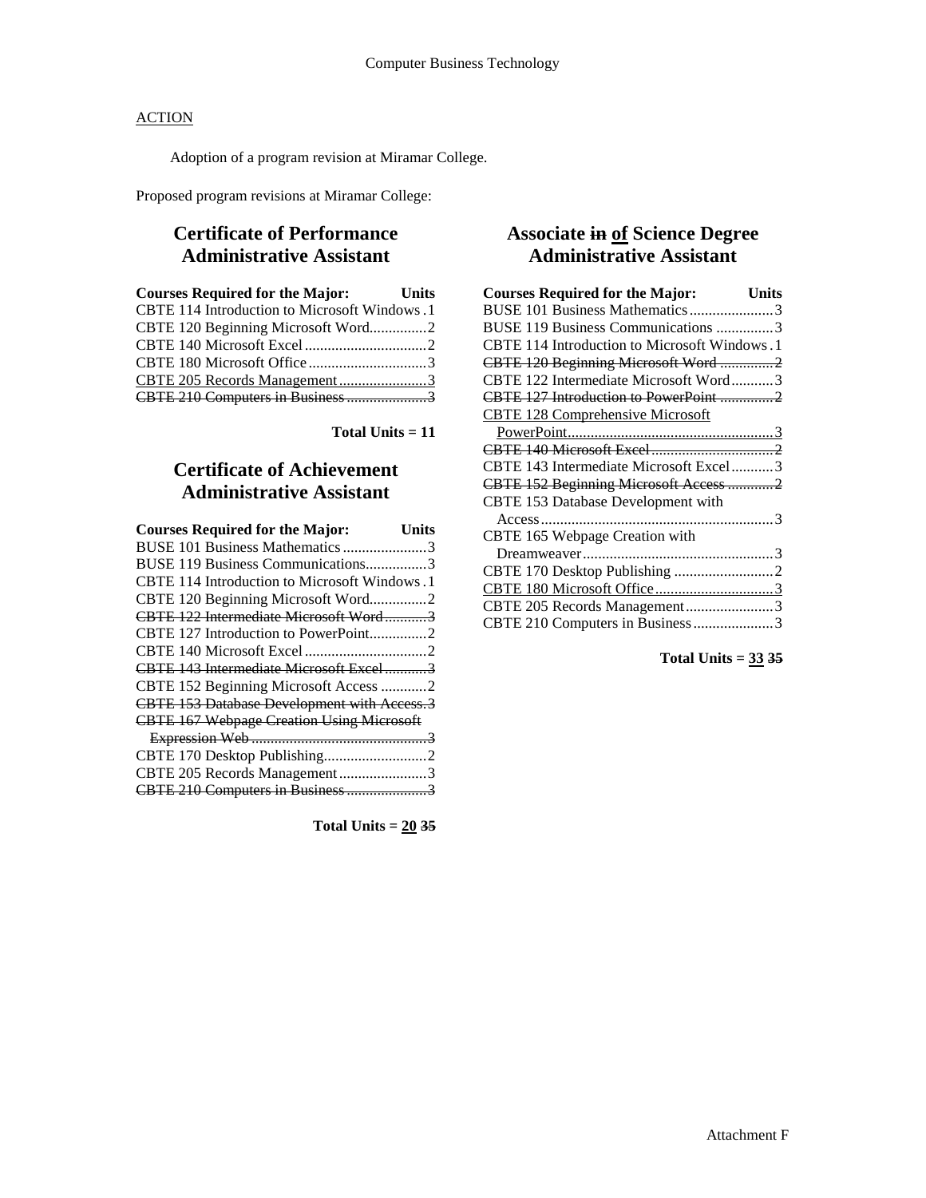Computer Business Technology

<u>ACTION</u>

Adoption of a program revision at Miramar College.

Proposed program revisions at Miramar College:

## Certificate of Performance Administrative Assistant

| Courses Required for the Major: | Units |
|---|---|
| CBTE 114 Introduction to Microsoft Windows | 1 |
| CBTE 120 Beginning Microsoft Word | 2 |
| CBTE 140 Microsoft Excel | 2 |
| CBTE 180 Microsoft Office | 3 |
| <u>CBTE 205 Records Management</u> | <u>3</u> |
| ~~CBTE 210 Computers in Business~~ | ~~3~~ |

**Total Units = 11**

## Certificate of Achievement Administrative Assistant

| Courses Required for the Major: | Units |
|---|---|
| BUSE 101 Business Mathematics | 3 |
| BUSE 119 Business Communications | 3 |
| CBTE 114 Introduction to Microsoft Windows | 1 |
| CBTE 120 Beginning Microsoft Word | 2 |
| ~~CBTE 122 Intermediate Microsoft Word~~ | ~~3~~ |
| CBTE 127 Introduction to PowerPoint | 2 |
| CBTE 140 Microsoft Excel | 2 |
| ~~CBTE 143 Intermediate Microsoft Excel~~ | ~~3~~ |
| CBTE 152 Beginning Microsoft Access | 2 |
| ~~CBTE 153 Database Development with Access~~ | ~~3~~ |
| ~~CBTE 167 Webpage Creation Using Microsoft Expression Web~~ | ~~3~~ |
| CBTE 170 Desktop Publishing | 2 |
| CBTE 205 Records Management | 3 |
| ~~CBTE 210 Computers in Business~~ | ~~3~~ |

**Total Units = <u>20</u> ~~35~~**

## Associate ~~in~~ <u>of</u> Science Degree Administrative Assistant

| Courses Required for the Major: | Units |
|---|---|
| BUSE 101 Business Mathematics | 3 |
| BUSE 119 Business Communications | 3 |
| CBTE 114 Introduction to Microsoft Windows | 1 |
| ~~CBTE 120 Beginning Microsoft Word~~ | ~~2~~ |
| CBTE 122 Intermediate Microsoft Word | 3 |
| ~~CBTE 127 Introduction to PowerPoint~~ | ~~2~~ |
| <u>CBTE 128 Comprehensive Microsoft PowerPoint</u> | <u>3</u> |
| ~~CBTE 140 Microsoft Excel~~ | ~~2~~ |
| CBTE 143 Intermediate Microsoft Excel | 3 |
| ~~CBTE 152 Beginning Microsoft Access~~ | ~~2~~ |
| CBTE 153 Database Development with Access | 3 |
| CBTE 165 Webpage Creation with Dreamweaver | 3 |
| CBTE 170 Desktop Publishing | 2 |
| <u>CBTE 180 Microsoft Office</u> | <u>3</u> |
| CBTE 205 Records Management | 3 |
| CBTE 210 Computers in Business | 3 |

**Total Units = <u>33</u> ~~35~~**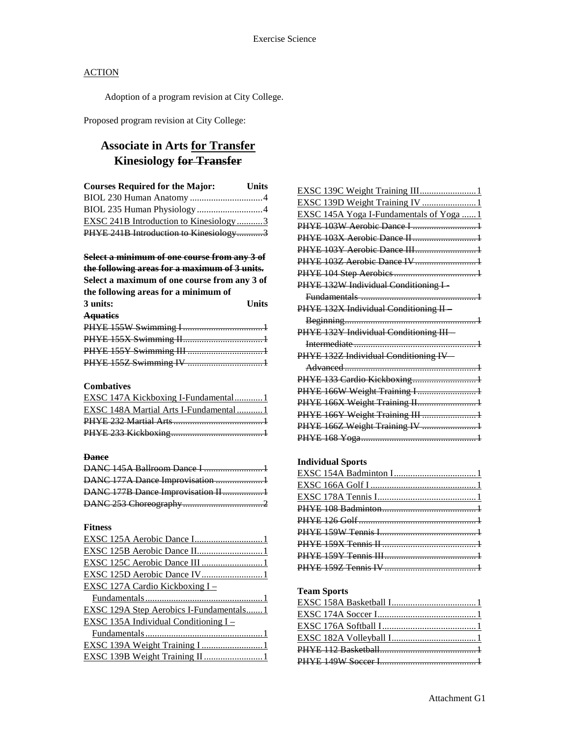ACTION

Adoption of a program revision at City College.

Proposed program revision at City College:

## Associate in Arts <u>for Transfer</u> Kinesiology ~~for Transfer~~

| **Courses Required for the Major:** | **Units** |
| --- | --- |
| BIOL 230 Human Anatomy | 4 |
| BIOL 235 Human Physiology | 4 |
| <u>EXSC 241B Introduction to Kinesiology</u> | <u>3</u> |
| ~~PHYE 241B Introduction to Kinesiology~~ | ~~3~~ |

~~**Select a minimum of one course from any 3 of the following areas for a maximum of 3 units.**~~
**Select a maximum of one course from any 3 of the following areas for a minimum of 3 units:** **Units**

**~~Aquatics~~**

| | |
| --- | --- |
| ~~PHYE 155W Swimming I~~ | ~~1~~ |
| ~~PHYE 155X Swimming II~~ | ~~1~~ |
| ~~PHYE 155Y Swimming III~~ | ~~1~~ |
| ~~PHYE 155Z Swimming IV~~ | ~~1~~ |

**Combatives**

| | |
| --- | --- |
| <u>EXSC 147A Kickboxing I-Fundamental</u> | <u>1</u> |
| <u>EXSC 148A Martial Arts I-Fundamental</u> | <u>1</u> |
| ~~PHYE 232 Martial Arts~~ | ~~1~~ |
| ~~PHYE 233 Kickboxing~~ | ~~1~~ |

**~~Dance~~**

| | |
| --- | --- |
| ~~DANC 145A Ballroom Dance I~~ | ~~1~~ |
| ~~DANC 177A Dance Improvisation~~ | ~~1~~ |
| ~~DANC 177B Dance Improvisation II~~ | ~~1~~ |
| ~~DANC 253 Choreography~~ | ~~2~~ |

**Fitness**

| | |
| --- | --- |
| <u>EXSC 125A Aerobic Dance I</u> | <u>1</u> |
| <u>EXSC 125B Aerobic Dance II</u> | <u>1</u> |
| <u>EXSC 125C Aerobic Dance III</u> | <u>1</u> |
| <u>EXSC 125D Aerobic Dance IV</u> | <u>1</u> |
| <u>EXSC 127A Cardio Kickboxing I – Fundamentals</u> | <u>1</u> |
| <u>EXSC 129A Step Aerobics I-Fundamentals</u> | <u>1</u> |
| <u>EXSC 135A Individual Conditioning I – Fundamentals</u> | <u>1</u> |
| <u>EXSC 139A Weight Training I</u> | <u>1</u> |
| <u>EXSC 139B Weight Training II</u> | <u>1</u> |
| <u>EXSC 139C Weight Training III</u> | <u>1</u> |
| <u>EXSC 139D Weight Training IV</u> | <u>1</u> |
| <u>EXSC 145A Yoga I-Fundamentals of Yoga</u> | <u>1</u> |
| ~~PHYE 103W Aerobic Dance I~~ | ~~1~~ |
| ~~PHYE 103X Aerobic Dance II~~ | ~~1~~ |
| ~~PHYE 103Y Aerobic Dance III~~ | ~~1~~ |
| ~~PHYE 103Z Aerobic Dance IV~~ | ~~1~~ |
| ~~PHYE 104 Step Aerobics~~ | ~~1~~ |
| ~~PHYE 132W Individual Conditioning I - Fundamentals~~ | ~~1~~ |
| ~~PHYE 132X Individual Conditioning II – Beginning~~ | ~~1~~ |
| ~~PHYE 132Y Individual Conditioning III – Intermediate~~ | ~~1~~ |
| ~~PHYE 132Z Individual Conditioning IV – Advanced~~ | ~~1~~ |
| ~~PHYE 133 Cardio Kickboxing~~ | ~~1~~ |
| ~~PHYE 166W Weight Training I~~ | ~~1~~ |
| ~~PHYE 166X Weight Training II~~ | ~~1~~ |
| ~~PHYE 166Y Weight Training III~~ | ~~1~~ |
| ~~PHYE 166Z Weight Training IV~~ | ~~1~~ |
| ~~PHYE 168 Yoga~~ | ~~1~~ |

**Individual Sports**

| | |
| --- | --- |
| <u>EXSC 154A Badminton I</u> | <u>1</u> |
| <u>EXSC 166A Golf I</u> | <u>1</u> |
| <u>EXSC 178A Tennis I</u> | <u>1</u> |
| ~~PHYE 108 Badminton~~ | ~~1~~ |
| ~~PHYE 126 Golf~~ | ~~1~~ |
| ~~PHYE 159W Tennis I~~ | ~~1~~ |
| ~~PHYE 159X Tennis II~~ | ~~1~~ |
| ~~PHYE 159Y Tennis III~~ | ~~1~~ |
| ~~PHYE 159Z Tennis IV~~ | ~~1~~ |

**Team Sports**

| | |
| --- | --- |
| <u>EXSC 158A Basketball I</u> | <u>1</u> |
| <u>EXSC 174A Soccer I</u> | <u>1</u> |
| <u>EXSC 176A Softball I</u> | <u>1</u> |
| <u>EXSC 182A Volleyball I</u> | <u>1</u> |
| ~~PHYE 112 Basketball~~ | ~~1~~ |
| ~~PHYE 149W Soccer I~~ | ~~1~~ |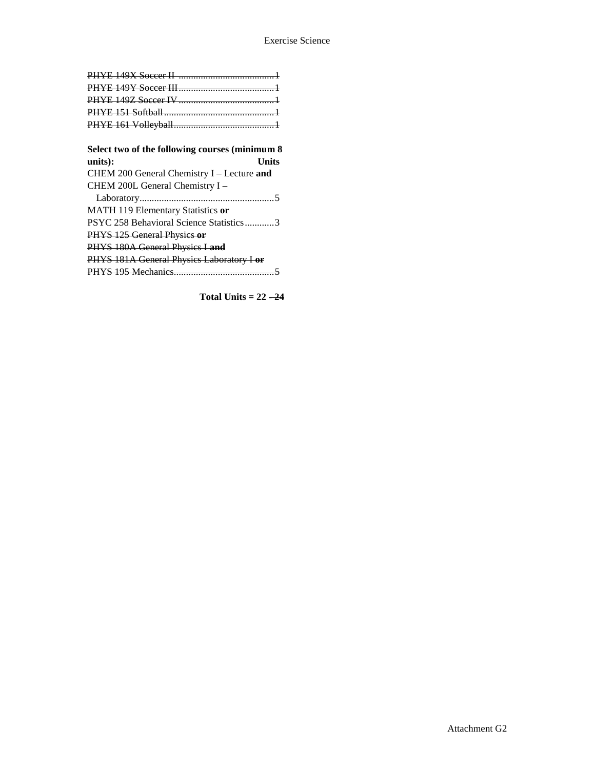~~PHYE 149X Soccer II .......................................1~~
~~PHYE 149Y Soccer III.......................................1~~
~~PHYE 149Z Soccer IV.......................................1~~
~~PHYE 151 Softball.............................................1~~
~~PHYE 161 Volleyball.........................................1~~

**Select two of the following courses (minimum 8 units): Units**

CHEM 200 General Chemistry I – Lecture **and**
CHEM 200L General Chemistry I – Laboratory.......................................................5
MATH 119 Elementary Statistics **or**
PSYC 258 Behavioral Science Statistics............3
~~PHYS 125 General Physics **or**~~
~~PHYS 180A General Physics I **and**~~
~~PHYS 181A General Physics Laboratory I **or**~~
~~PHYS 195 Mechanics.........................................5~~

**Total Units = 22 ~~–24~~**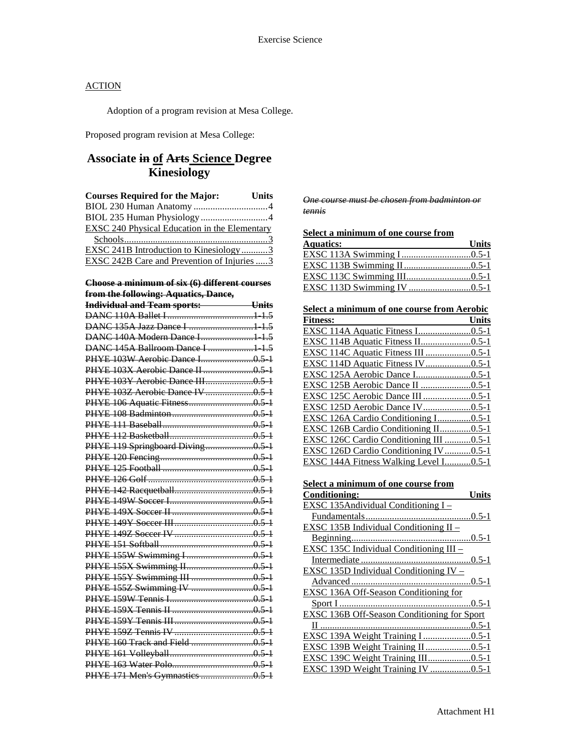ACTION

Adoption of a program revision at Mesa College.

Proposed program revision at Mesa College:

# Associate ~~in~~ of ~~Arts~~ Science Degree Kinesiology

| Courses Required for the Major: | Units |
|---|---|
| BIOL 230 Human Anatomy | 4 |
| BIOL 235 Human Physiology | 4 |
| EXSC 240 Physical Education in the Elementary Schools | 3 |
| EXSC 241B Introduction to Kinesiology | 3 |
| EXSC 242B Care and Prevention of Injuries | 3 |

| ~~Choose a minimum of six (6) different courses from the following: Aquatics, Dance, Individual and Team sports:~~ | ~~Units~~ |
|---|---|
| ~~DANC 110A Ballet I~~ | ~~1-1.5~~ |
| ~~DANC 135A Jazz Dance I~~ | ~~1-1.5~~ |
| ~~DANC 140A Modern Dance I~~ | ~~1-1.5~~ |
| ~~DANC 145A Ballroom Dance I~~ | ~~1-1.5~~ |
| ~~PHYE 103W Aerobic Dance I~~ | ~~0.5-1~~ |
| ~~PHYE 103X Aerobic Dance II~~ | ~~0.5-1~~ |
| ~~PHYE 103Y Aerobic Dance III~~ | ~~0.5-1~~ |
| ~~PHYE 103Z Aerobic Dance IV~~ | ~~0.5-1~~ |
| ~~PHYE 106 Aquatic Fitness~~ | ~~0.5-1~~ |
| ~~PHYE 108 Badminton~~ | ~~0.5-1~~ |
| ~~PHYE 111 Baseball~~ | ~~0.5-1~~ |
| ~~PHYE 112 Basketball~~ | ~~0.5-1~~ |
| ~~PHYE 119 Springboard Diving~~ | ~~0.5-1~~ |
| ~~PHYE 120 Fencing~~ | ~~0.5-1~~ |
| ~~PHYE 125 Football~~ | ~~0.5-1~~ |
| ~~PHYE 126 Golf~~ | ~~0.5-1~~ |
| ~~PHYE 142 Racquetball~~ | ~~0.5-1~~ |
| ~~PHYE 149W Soccer I~~ | ~~0.5-1~~ |
| ~~PHYE 149X Soccer II~~ | ~~0.5-1~~ |
| ~~PHYE 149Y Soccer III~~ | ~~0.5-1~~ |
| ~~PHYE 149Z Soccer IV~~ | ~~0.5-1~~ |
| ~~PHYE 151 Softball~~ | ~~0.5-1~~ |
| ~~PHYE 155W Swimming I~~ | ~~0.5-1~~ |
| ~~PHYE 155X Swimming II~~ | ~~0.5-1~~ |
| ~~PHYE 155Y Swimming III~~ | ~~0.5-1~~ |
| ~~PHYE 155Z Swimming IV~~ | ~~0.5-1~~ |
| ~~PHYE 159W Tennis I~~ | ~~0.5-1~~ |
| ~~PHYE 159X Tennis II~~ | ~~0.5-1~~ |
| ~~PHYE 159Y Tennis III~~ | ~~0.5-1~~ |
| ~~PHYE 159Z Tennis IV~~ | ~~0.5-1~~ |
| ~~PHYE 160 Track and Field~~ | ~~0.5-1~~ |
| ~~PHYE 161 Volleyball~~ | ~~0.5-1~~ |
| ~~PHYE 163 Water Polo~~ | ~~0.5-1~~ |
| ~~PHYE 171 Men's Gymnastics~~ | ~~0.5-1~~ |

*~~One course must be chosen from badminton or tennis~~*

| Select a minimum of one course from Aquatics: | Units |
|---|---|
| EXSC 113A Swimming I | 0.5-1 |
| EXSC 113B Swimming II | 0.5-1 |
| EXSC 113C Swimming III | 0.5-1 |
| EXSC 113D Swimming IV | 0.5-1 |

| Select a minimum of one course from Aerobic Fitness: | Units |
|---|---|
| EXSC 114A Aquatic Fitness I | 0.5-1 |
| EXSC 114B Aquatic Fitness II | 0.5-1 |
| EXSC 114C Aquatic Fitness III | 0.5-1 |
| EXSC 114D Aquatic Fitness IV | 0.5-1 |
| EXSC 125A Aerobic Dance I | 0.5-1 |
| EXSC 125B Aerobic Dance II | 0.5-1 |
| EXSC 125C Aerobic Dance III | 0.5-1 |
| EXSC 125D Aerobic Dance IV | 0.5-1 |
| EXSC 126A Cardio Conditioning I | 0.5-1 |
| EXSC 126B Cardio Conditioning II | 0.5-1 |
| EXSC 126C Cardio Conditioning III | 0.5-1 |
| EXSC 126D Cardio Conditioning IV | 0.5-1 |
| EXSC 144A Fitness Walking Level I | 0.5-1 |

| Select a minimum of one course from Conditioning: | Units |
|---|---|
| EXSC 135AIndividual Conditioning I – Fundamentals | 0.5-1 |
| EXSC 135B Individual Conditioning II – Beginning | 0.5-1 |
| EXSC 135C Individual Conditioning III – Intermediate | 0.5-1 |
| EXSC 135D Individual Conditioning IV – Advanced | 0.5-1 |
| EXSC 136A Off-Season Conditioning for Sport I | 0.5-1 |
| EXSC 136B Off-Season Conditioning for Sport II | 0.5-1 |
| EXSC 139A Weight Training I | 0.5-1 |
| EXSC 139B Weight Training II | 0.5-1 |
| EXSC 139C Weight Training III | 0.5-1 |
| EXSC 139D Weight Training IV | 0.5-1 |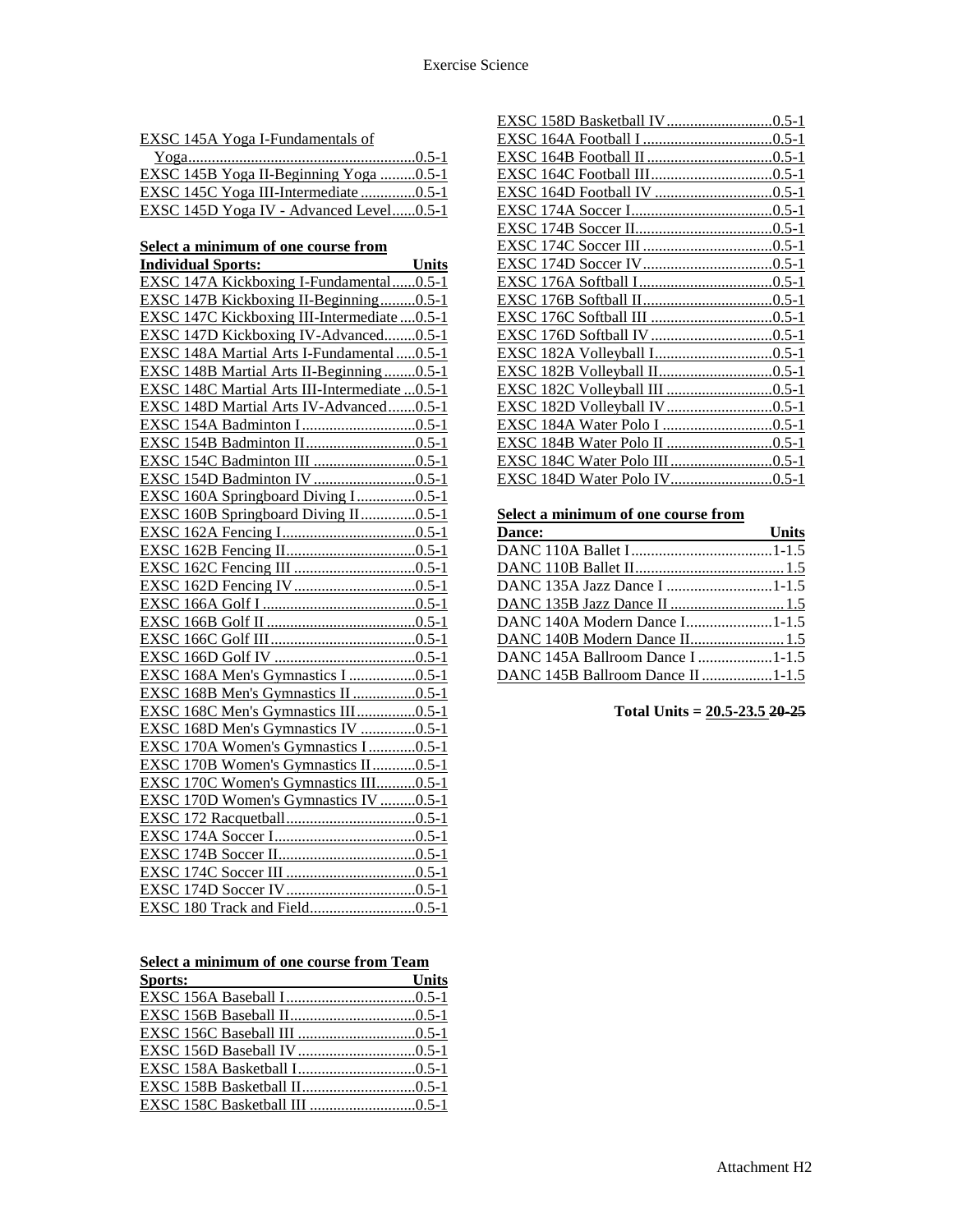EXSC 145A Yoga I-Fundamentals of Yoga..........0.5-1
EXSC 145B Yoga II-Beginning Yoga .........0.5-1
EXSC 145C Yoga III-Intermediate ..............0.5-1
EXSC 145D Yoga IV - Advanced Level......0.5-1

**Select a minimum of one course from Individual Sports:**

| Course | Units |
|---|---|
| EXSC 147A Kickboxing I-Fundamental | 0.5-1 |
| EXSC 147B Kickboxing II-Beginning | 0.5-1 |
| EXSC 147C Kickboxing III-Intermediate | 0.5-1 |
| EXSC 147D Kickboxing IV-Advanced | 0.5-1 |
| EXSC 148A Martial Arts I-Fundamental | 0.5-1 |
| EXSC 148B Martial Arts II-Beginning | 0.5-1 |
| EXSC 148C Martial Arts III-Intermediate | 0.5-1 |
| EXSC 148D Martial Arts IV-Advanced | 0.5-1 |
| EXSC 154A Badminton I | 0.5-1 |
| EXSC 154B Badminton II | 0.5-1 |
| EXSC 154C Badminton III | 0.5-1 |
| EXSC 154D Badminton IV | 0.5-1 |
| EXSC 160A Springboard Diving I | 0.5-1 |
| EXSC 160B Springboard Diving II | 0.5-1 |
| EXSC 162A Fencing I | 0.5-1 |
| EXSC 162B Fencing II | 0.5-1 |
| EXSC 162C Fencing III | 0.5-1 |
| EXSC 162D Fencing IV | 0.5-1 |
| EXSC 166A Golf I | 0.5-1 |
| EXSC 166B Golf II | 0.5-1 |
| EXSC 166C Golf III | 0.5-1 |
| EXSC 166D Golf IV | 0.5-1 |
| EXSC 168A Men's Gymnastics I | 0.5-1 |
| EXSC 168B Men's Gymnastics II | 0.5-1 |
| EXSC 168C Men's Gymnastics III | 0.5-1 |
| EXSC 168D Men's Gymnastics IV | 0.5-1 |
| EXSC 170A Women's Gymnastics I | 0.5-1 |
| EXSC 170B Women's Gymnastics II | 0.5-1 |
| EXSC 170C Women's Gymnastics III | 0.5-1 |
| EXSC 170D Women's Gymnastics IV | 0.5-1 |
| EXSC 172 Racquetball | 0.5-1 |
| EXSC 174A Soccer I | 0.5-1 |
| EXSC 174B Soccer II | 0.5-1 |
| EXSC 174C Soccer III | 0.5-1 |
| EXSC 174D Soccer IV | 0.5-1 |
| EXSC 180 Track and Field | 0.5-1 |

**Select a minimum of one course from Team Sports:**

| Course | Units |
|---|---|
| EXSC 156A Baseball I | 0.5-1 |
| EXSC 156B Baseball II | 0.5-1 |
| EXSC 156C Baseball III | 0.5-1 |
| EXSC 156D Baseball IV | 0.5-1 |
| EXSC 158A Basketball I | 0.5-1 |
| EXSC 158B Basketball II | 0.5-1 |
| EXSC 158C Basketball III | 0.5-1 |
| EXSC 158D Basketball IV | 0.5-1 |
| EXSC 164A Football I | 0.5-1 |
| EXSC 164B Football II | 0.5-1 |
| EXSC 164C Football III | 0.5-1 |
| EXSC 164D Football IV | 0.5-1 |
| EXSC 174A Soccer I | 0.5-1 |
| EXSC 174B Soccer II | 0.5-1 |
| EXSC 174C Soccer III | 0.5-1 |
| EXSC 174D Soccer IV | 0.5-1 |
| EXSC 176A Softball I | 0.5-1 |
| EXSC 176B Softball II | 0.5-1 |
| EXSC 176C Softball III | 0.5-1 |
| EXSC 176D Softball IV | 0.5-1 |
| EXSC 182A Volleyball I | 0.5-1 |
| EXSC 182B Volleyball II | 0.5-1 |
| EXSC 182C Volleyball III | 0.5-1 |
| EXSC 182D Volleyball IV | 0.5-1 |
| EXSC 184A Water Polo I | 0.5-1 |
| EXSC 184B Water Polo II | 0.5-1 |
| EXSC 184C Water Polo III | 0.5-1 |
| EXSC 184D Water Polo IV | 0.5-1 |

**Select a minimum of one course from Dance:**

| Course | Units |
|---|---|
| DANC 110A Ballet I | 1-1.5 |
| DANC 110B Ballet II | 1.5 |
| DANC 135A Jazz Dance I | 1-1.5 |
| DANC 135B Jazz Dance II | 1.5 |
| DANC 140A Modern Dance I | 1-1.5 |
| DANC 140B Modern Dance II | 1.5 |
| DANC 145A Ballroom Dance I | 1-1.5 |
| DANC 145B Ballroom Dance II | 1-1.5 |

**Total Units = 20.5-23.5 ~~20-25~~**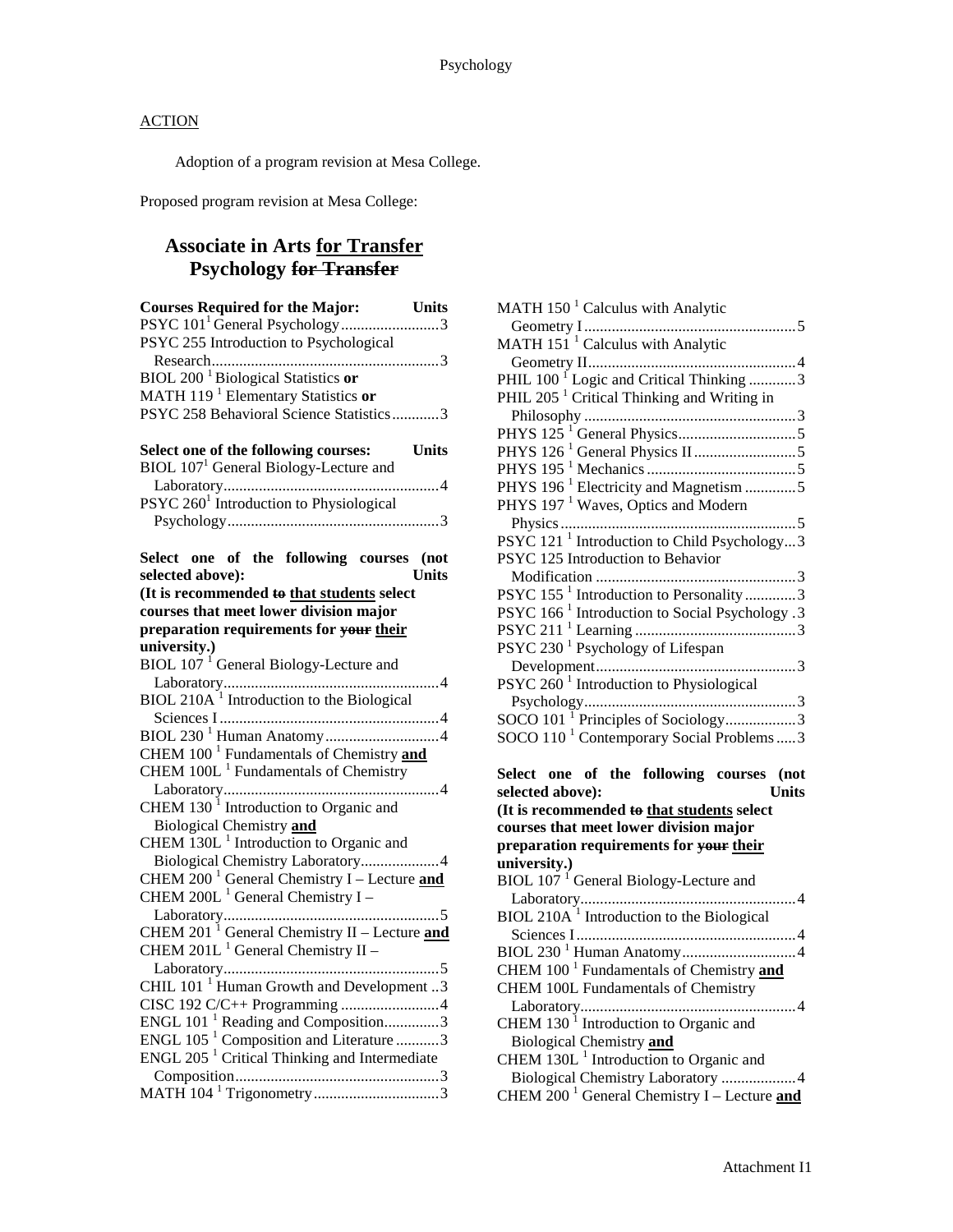## ACTION

Adoption of a program revision at Mesa College.

Proposed program revision at Mesa College:

# Associate in Arts <u>for Transfer</u> Psychology ~~for Transfer~~

| **Courses Required for the Major:** | **Units** |
|---|---|
| PSYC 101[1] General Psychology | 3 |
| PSYC 255 Introduction to Psychological Research | 3 |
| BIOL 200 [1] Biological Statistics **or** MATH 119 [1] Elementary Statistics **or** PSYC 258 Behavioral Science Statistics | 3 |

| **Select one of the following courses:** | **Units** |
|---|---|
| BIOL 107[1] General Biology-Lecture and Laboratory | 4 |
| PSYC 260[1] Introduction to Physiological Psychology | 3 |

**Select one of the following courses (not selected above):** **Units**
**(It is recommended ~~to~~ <u>that students</u> select courses that meet lower division major preparation requirements for ~~your~~ <u>their</u> university.)**

| Course | Units |
|---|---|
| BIOL 107 [1] General Biology-Lecture and Laboratory | 4 |
| BIOL 210A [1] Introduction to the Biological Sciences I | 4 |
| BIOL 230 [1] Human Anatomy | 4 |
| CHEM 100 [1] Fundamentals of Chemistry **<u>and</u>** CHEM 100L [1] Fundamentals of Chemistry Laboratory | 4 |
| CHEM 130 [1] Introduction to Organic and Biological Chemistry **<u>and</u>** CHEM 130L [1] Introduction to Organic and Biological Chemistry Laboratory | 4 |
| CHEM 200 [1] General Chemistry I – Lecture **<u>and</u>** CHEM 200L [1] General Chemistry I – Laboratory | 5 |
| CHEM 201 [1] General Chemistry II – Lecture **<u>and</u>** CHEM 201L [1] General Chemistry II – Laboratory | 5 |
| CHIL 101 [1] Human Growth and Development | 3 |
| CISC 192 C/C++ Programming | 4 |
| ENGL 101 [1] Reading and Composition | 3 |
| ENGL 105 [1] Composition and Literature | 3 |
| ENGL 205 [1] Critical Thinking and Intermediate Composition | 3 |
| MATH 104 [1] Trigonometry | 3 |
| MATH 150 [1] Calculus with Analytic Geometry I | 5 |
| MATH 151 [1] Calculus with Analytic Geometry II | 4 |
| PHIL 100 [1] Logic and Critical Thinking | 3 |
| PHIL 205 [1] Critical Thinking and Writing in Philosophy | 3 |
| PHYS 125 [1] General Physics | 5 |
| PHYS 126 [1] General Physics II | 5 |
| PHYS 195 [1] Mechanics | 5 |
| PHYS 196 [1] Electricity and Magnetism | 5 |
| PHYS 197 [1] Waves, Optics and Modern Physics | 5 |
| PSYC 121 [1] Introduction to Child Psychology | 3 |
| PSYC 125 Introduction to Behavior Modification | 3 |
| PSYC 155 [1] Introduction to Personality | 3 |
| PSYC 166 [1] Introduction to Social Psychology | 3 |
| PSYC 211 [1] Learning | 3 |
| PSYC 230 [1] Psychology of Lifespan Development | 3 |
| PSYC 260 [1] Introduction to Physiological Psychology | 3 |
| SOCO 101 [1] Principles of Sociology | 3 |
| SOCO 110 [1] Contemporary Social Problems | 3 |

**Select one of the following courses (not selected above):** **Units**
**(It is recommended ~~to~~ <u>that students</u> select courses that meet lower division major preparation requirements for ~~your~~ <u>their</u> university.)**

| Course | Units |
|---|---|
| BIOL 107 [1] General Biology-Lecture and Laboratory | 4 |
| BIOL 210A [1] Introduction to the Biological Sciences I | 4 |
| BIOL 230 [1] Human Anatomy | 4 |
| CHEM 100 [1] Fundamentals of Chemistry **<u>and</u>** CHEM 100L Fundamentals of Chemistry Laboratory | 4 |
| CHEM 130 [1] Introduction to Organic and Biological Chemistry **<u>and</u>** CHEM 130L [1] Introduction to Organic and Biological Chemistry Laboratory | 4 |
| CHEM 200 [1] General Chemistry I – Lecture **<u>and</u>** | |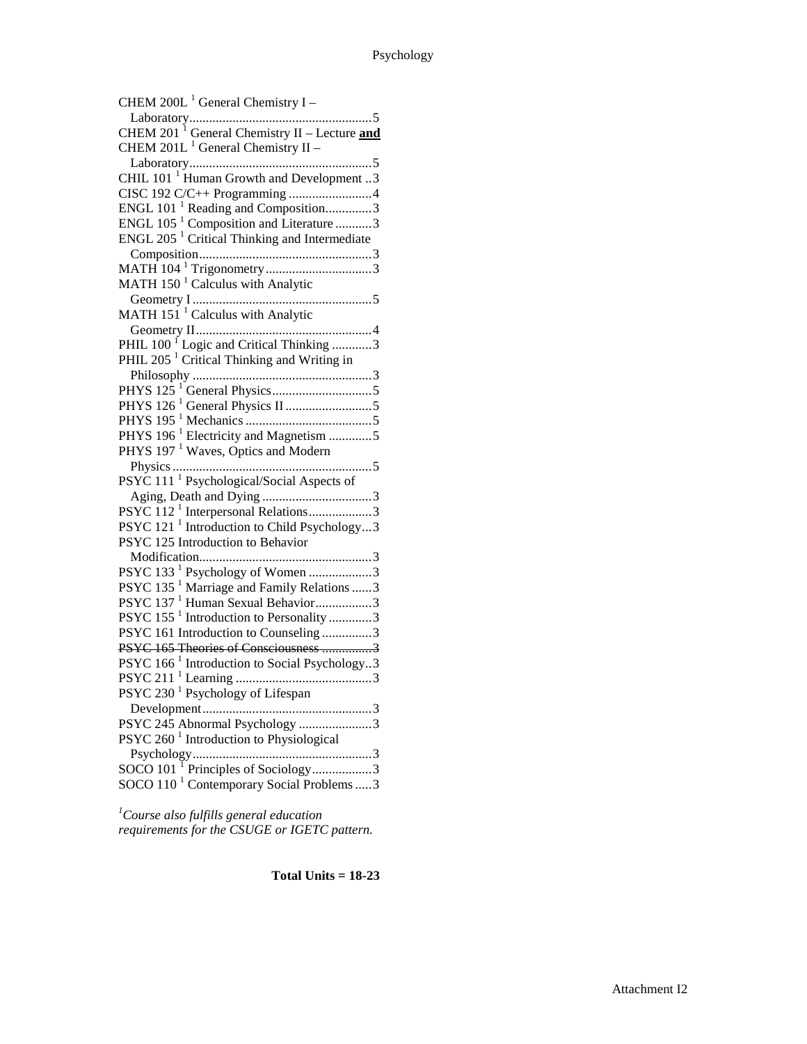CHEM 200L [1] General Chemistry I – Laboratory......................................................5
CHEM 201 [1] General Chemistry II – Lecture **and** CHEM 201L [1] General Chemistry II – Laboratory......................................................5
CHIL 101 [1] Human Growth and Development ..3
CISC 192 C/C++ Programming .........................4
ENGL 101 [1] Reading and Composition..............3
ENGL 105 [1] Composition and Literature ...........3
ENGL 205 [1] Critical Thinking and Intermediate Composition...................................................3
MATH 104 [1] Trigonometry................................3
MATH 150 [1] Calculus with Analytic Geometry I......................................................5
MATH 151 [1] Calculus with Analytic Geometry II....................................................4
PHIL 100 [1] Logic and Critical Thinking ............3
PHIL 205 [1] Critical Thinking and Writing in Philosophy ......................................................3
PHYS 125 [1] General Physics..............................5
PHYS 126 [1] General Physics II ..........................5
PHYS 195 [1] Mechanics ......................................5
PHYS 196 [1] Electricity and Magnetism .............5
PHYS 197 [1] Waves, Optics and Modern Physics ............................................................5
PSYC 111 [1] Psychological/Social Aspects of Aging, Death and Dying .................................3
PSYC 112 [1] Interpersonal Relations...................3
PSYC 121 [1] Introduction to Child Psychology...3
PSYC 125 Introduction to Behavior Modification...................................................3
PSYC 133 [1] Psychology of Women ...................3
PSYC 135 [1] Marriage and Family Relations ......3
PSYC 137 [1] Human Sexual Behavior.................3
PSYC 155 [1] Introduction to Personality .............3
PSYC 161 Introduction to Counseling ...............3
~~PSYC 165 Theories of Consciousness ...............3~~
PSYC 166 [1] Introduction to Social Psychology..3
PSYC 211 [1] Learning .........................................3
PSYC 230 [1] Psychology of Lifespan Development..................................................3
PSYC 245 Abnormal Psychology ......................3
PSYC 260 [1] Introduction to Physiological Psychology......................................................3
SOCO 101 [1] Principles of Sociology..................3
SOCO 110 [1] Contemporary Social Problems .....3

*[1]Course also fulfills general education requirements for the CSUGE or IGETC pattern.*

**Total Units = 18-23**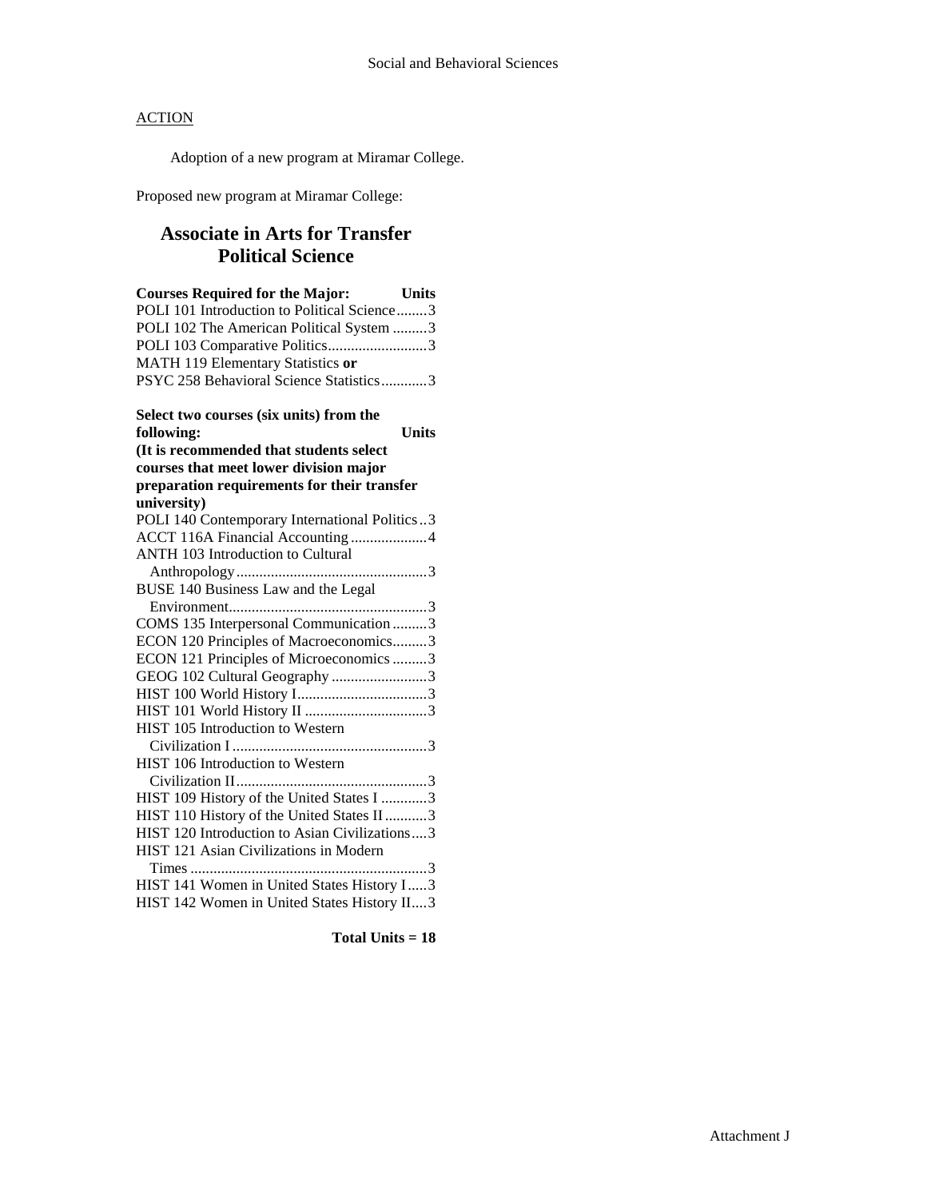ACTION

Adoption of a new program at Miramar College.

Proposed new program at Miramar College:

## Associate in Arts for Transfer
## Political Science

| Courses Required for the Major: | Units |
|---|---|
| POLI 101 Introduction to Political Science | 3 |
| POLI 102 The American Political System | 3 |
| POLI 103 Comparative Politics | 3 |
| MATH 119 Elementary Statistics **or** PSYC 258 Behavioral Science Statistics | 3 |

| Select two courses (six units) from the following: (It is recommended that students select courses that meet lower division major preparation requirements for their transfer university) | Units |
|---|---|
| POLI 140 Contemporary International Politics | 3 |
| ACCT 116A Financial Accounting | 4 |
| ANTH 103 Introduction to Cultural Anthropology | 3 |
| BUSE 140 Business Law and the Legal Environment | 3 |
| COMS 135 Interpersonal Communication | 3 |
| ECON 120 Principles of Macroeconomics | 3 |
| ECON 121 Principles of Microeconomics | 3 |
| GEOG 102 Cultural Geography | 3 |
| HIST 100 World History I | 3 |
| HIST 101 World History II | 3 |
| HIST 105 Introduction to Western Civilization I | 3 |
| HIST 106 Introduction to Western Civilization II | 3 |
| HIST 109 History of the United States I | 3 |
| HIST 110 History of the United States II | 3 |
| HIST 120 Introduction to Asian Civilizations | 3 |
| HIST 121 Asian Civilizations in Modern Times | 3 |
| HIST 141 Women in United States History I | 3 |
| HIST 142 Women in United States History II | 3 |

**Total Units = 18**

Attachment J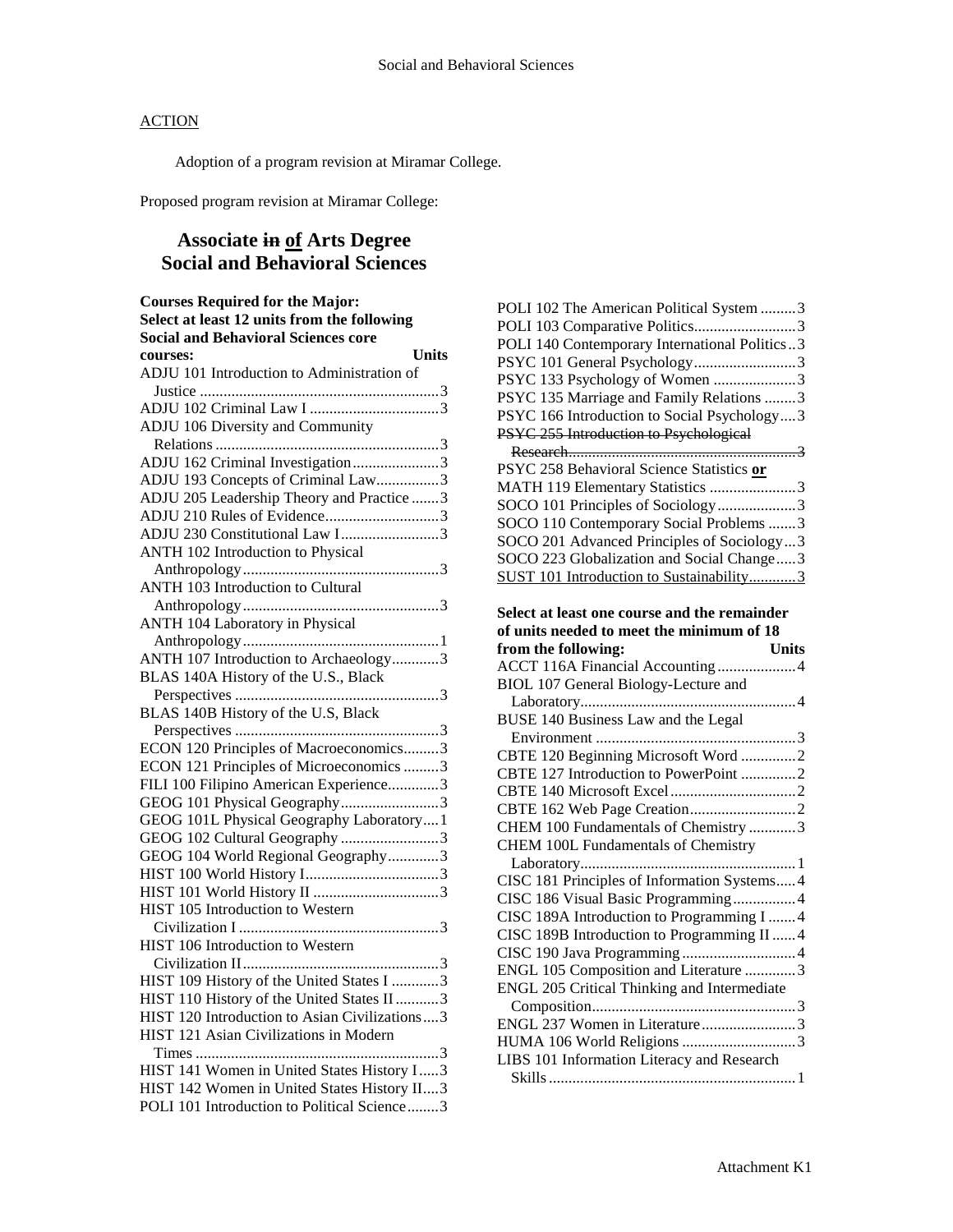ACTION

Adoption of a program revision at Miramar College.

Proposed program revision at Miramar College:

## Associate ~~in~~ <u>of</u> Arts Degree Social and Behavioral Sciences

**Courses Required for the Major: Select at least 12 units from the following Social and Behavioral Sciences core courses:**

| Course | Units |
|---|---|
| ADJU 101 Introduction to Administration of Justice | 3 |
| ADJU 102 Criminal Law I | 3 |
| ADJU 106 Diversity and Community Relations | 3 |
| ADJU 162 Criminal Investigation | 3 |
| ADJU 193 Concepts of Criminal Law | 3 |
| ADJU 205 Leadership Theory and Practice | 3 |
| ADJU 210 Rules of Evidence | 3 |
| ADJU 230 Constitutional Law I | 3 |
| ANTH 102 Introduction to Physical Anthropology | 3 |
| ANTH 103 Introduction to Cultural Anthropology | 3 |
| ANTH 104 Laboratory in Physical Anthropology | 1 |
| ANTH 107 Introduction to Archaeology | 3 |
| BLAS 140A History of the U.S., Black Perspectives | 3 |
| BLAS 140B History of the U.S, Black Perspectives | 3 |
| ECON 120 Principles of Macroeconomics | 3 |
| ECON 121 Principles of Microeconomics | 3 |
| FILI 100 Filipino American Experience | 3 |
| GEOG 101 Physical Geography | 3 |
| GEOG 101L Physical Geography Laboratory | 1 |
| GEOG 102 Cultural Geography | 3 |
| GEOG 104 World Regional Geography | 3 |
| HIST 100 World History I | 3 |
| HIST 101 World History II | 3 |
| HIST 105 Introduction to Western Civilization I | 3 |
| HIST 106 Introduction to Western Civilization II | 3 |
| HIST 109 History of the United States I | 3 |
| HIST 110 History of the United States II | 3 |
| HIST 120 Introduction to Asian Civilizations | 3 |
| HIST 121 Asian Civilizations in Modern Times | 3 |
| HIST 141 Women in United States History I | 3 |
| HIST 142 Women in United States History II | 3 |
| POLI 101 Introduction to Political Science | 3 |
| POLI 102 The American Political System | 3 |
| POLI 103 Comparative Politics | 3 |
| POLI 140 Contemporary International Politics | 3 |
| PSYC 101 General Psychology | 3 |
| PSYC 133 Psychology of Women | 3 |
| PSYC 135 Marriage and Family Relations | 3 |
| PSYC 166 Introduction to Social Psychology | 3 |
| ~~PSYC 255 Introduction to Psychological Research~~ | ~~3~~ |
| PSYC 258 Behavioral Science Statistics **<u>or</u>** MATH 119 Elementary Statistics | 3 |
| SOCO 101 Principles of Sociology | 3 |
| SOCO 110 Contemporary Social Problems | 3 |
| SOCO 201 Advanced Principles of Sociology | 3 |
| SOCO 223 Globalization and Social Change | 3 |
| <u>SUST 101 Introduction to Sustainability</u> | <u>3</u> |

**Select at least one course and the remainder of units needed to meet the minimum of 18 from the following:**

| Course | Units |
|---|---|
| ACCT 116A Financial Accounting | 4 |
| BIOL 107 General Biology-Lecture and Laboratory | 4 |
| BUSE 140 Business Law and the Legal Environment | 3 |
| CBTE 120 Beginning Microsoft Word | 2 |
| CBTE 127 Introduction to PowerPoint | 2 |
| CBTE 140 Microsoft Excel | 2 |
| CBTE 162 Web Page Creation | 2 |
| CHEM 100 Fundamentals of Chemistry | 3 |
| CHEM 100L Fundamentals of Chemistry Laboratory | 1 |
| CISC 181 Principles of Information Systems | 4 |
| CISC 186 Visual Basic Programming | 4 |
| CISC 189A Introduction to Programming I | 4 |
| CISC 189B Introduction to Programming II | 4 |
| CISC 190 Java Programming | 4 |
| ENGL 105 Composition and Literature | 3 |
| ENGL 205 Critical Thinking and Intermediate Composition | 3 |
| ENGL 237 Women in Literature | 3 |
| HUMA 106 World Religions | 3 |
| LIBS 101 Information Literacy and Research Skills | 1 |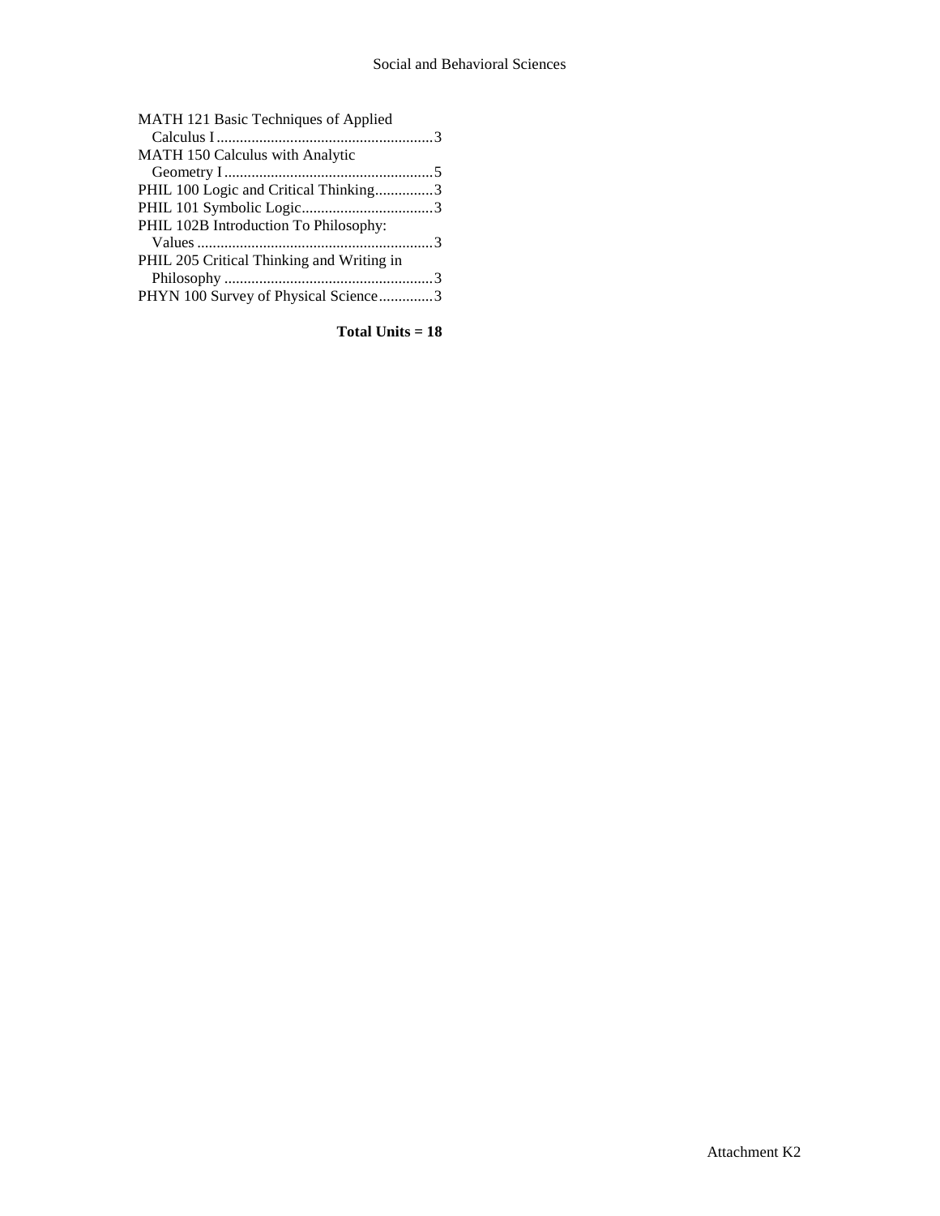MATH 121 Basic Techniques of Applied Calculus I........................................................3
MATH 150 Calculus with Analytic Geometry I......................................................5
PHIL 100 Logic and Critical Thinking...............3
PHIL 101 Symbolic Logic..................................3
PHIL 102B Introduction To Philosophy: Values.............................................................3
PHIL 205 Critical Thinking and Writing in Philosophy ......................................................3
PHYN 100 Survey of Physical Science.............3

**Total Units = 18**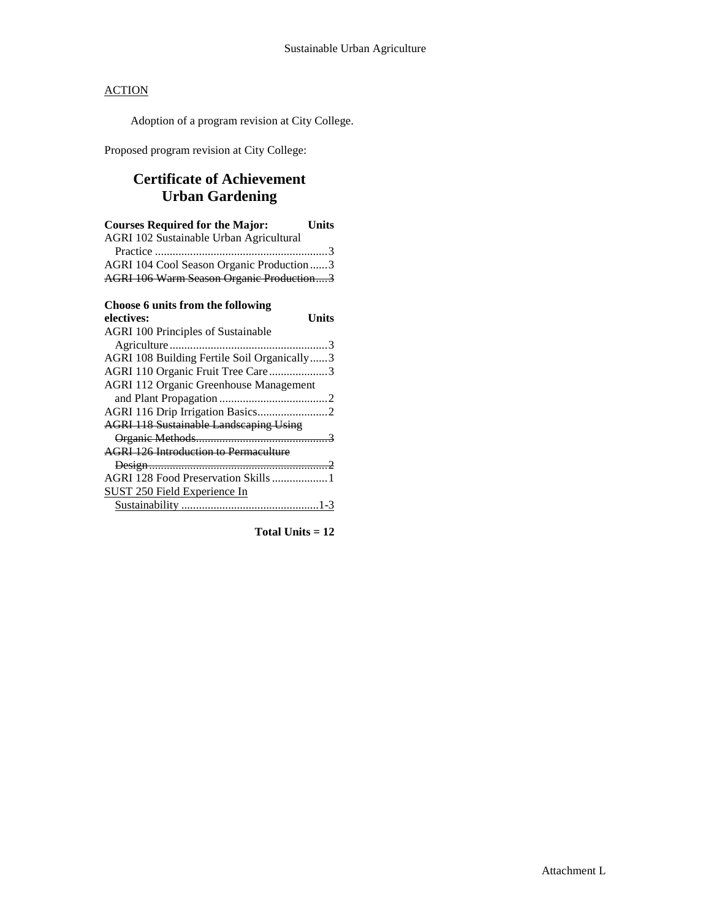ACTION

Adoption of a program revision at City College.

Proposed program revision at City College:

## Certificate of Achievement
## Urban Gardening

| Courses Required for the Major: | Units |
|---|---|
| AGRI 102 Sustainable Urban Agricultural Practice | 3 |
| AGRI 104 Cool Season Organic Production | 3 |
| ~~AGRI 106 Warm Season Organic Production~~ | ~~3~~ |

| Choose 6 units from the following electives: | Units |
|---|---|
| AGRI 100 Principles of Sustainable Agriculture | 3 |
| AGRI 108 Building Fertile Soil Organically | 3 |
| AGRI 110 Organic Fruit Tree Care | 3 |
| AGRI 112 Organic Greenhouse Management and Plant Propagation | 2 |
| AGRI 116 Drip Irrigation Basics | 2 |
| ~~AGRI 118 Sustainable Landscaping Using Organic Methods~~ | ~~3~~ |
| ~~AGRI 126 Introduction to Permaculture Design~~ | ~~2~~ |
| AGRI 128 Food Preservation Skills | 1 |
| <u>SUST 250 Field Experience In Sustainability</u> | <u>1-3</u> |

**Total Units = 12**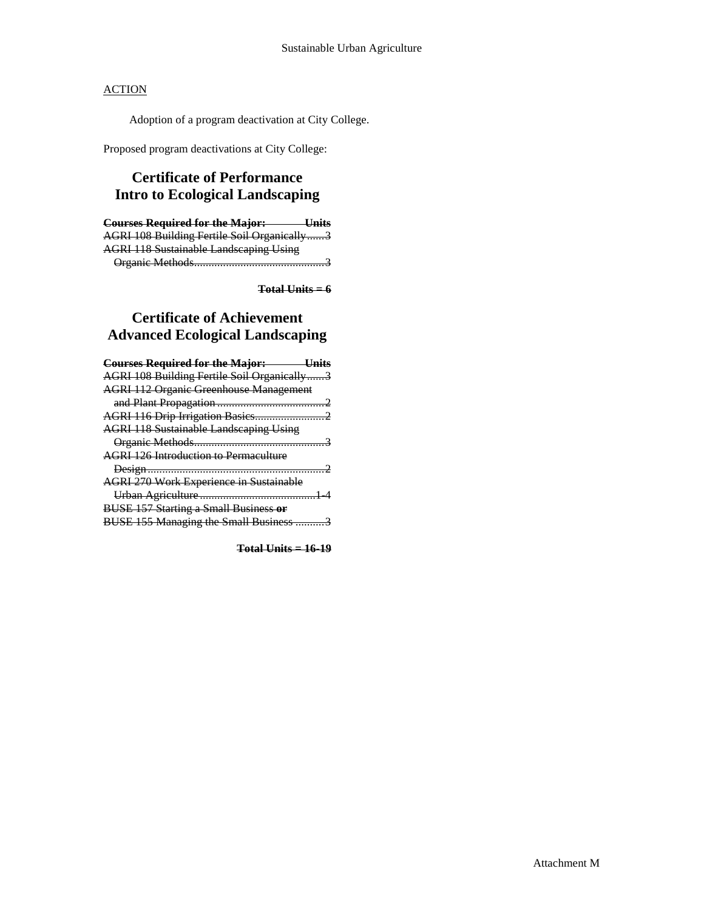Sustainable Urban Agriculture

ACTION

Adoption of a program deactivation at City College.

Proposed program deactivations at City College:

## Certificate of Performance
## Intro to Ecological Landscaping

| ~~**Courses Required for the Major:**~~ | ~~**Units**~~ |
|---|---|
| ~~AGRI 108 Building Fertile Soil Organically~~ | ~~3~~ |
| ~~AGRI 118 Sustainable Landscaping Using Organic Methods~~ | ~~3~~ |

~~**Total Units = 6**~~

## Certificate of Achievement
## Advanced Ecological Landscaping

| ~~**Courses Required for the Major:**~~ | ~~**Units**~~ |
|---|---|
| ~~AGRI 108 Building Fertile Soil Organically~~ | ~~3~~ |
| ~~AGRI 112 Organic Greenhouse Management and Plant Propagation~~ | ~~2~~ |
| ~~AGRI 116 Drip Irrigation Basics~~ | ~~2~~ |
| ~~AGRI 118 Sustainable Landscaping Using Organic Methods~~ | ~~3~~ |
| ~~AGRI 126 Introduction to Permaculture Design~~ | ~~2~~ |
| ~~AGRI 270 Work Experience in Sustainable Urban Agriculture~~ | ~~1-4~~ |
| ~~BUSE 157 Starting a Small Business **or**~~ | |
| ~~BUSE 155 Managing the Small Business~~ | ~~3~~ |

~~**Total Units = 16-19**~~

Attachment M